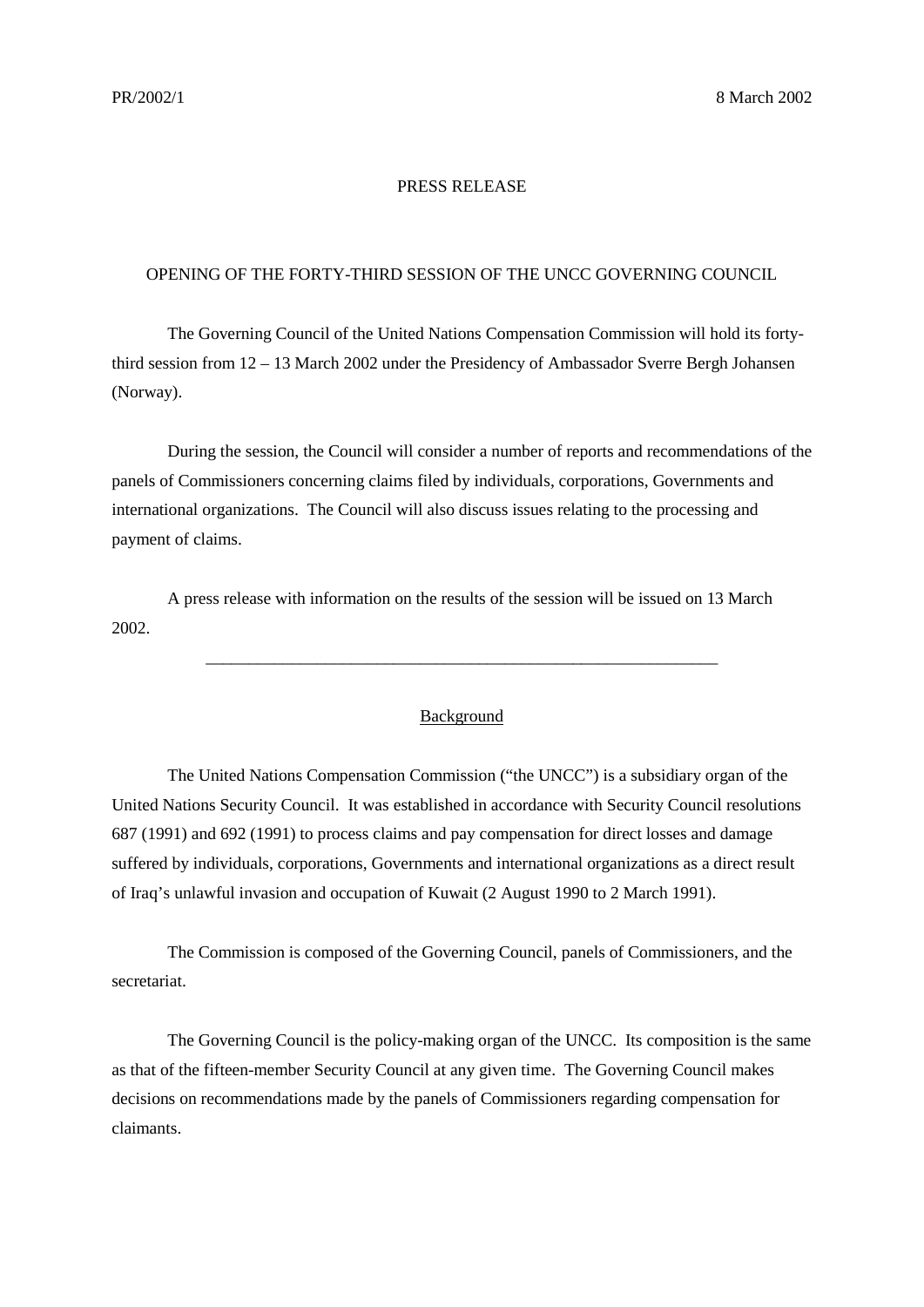PR/2002/1 8 March 2002

PRESS RELEASE

# OPENING OF THE FORTY-THIRD SESSION OF THE UNCC GOVERNING COUNCIL

The Governing Council of the United Nations Compensation Commission will hold its forty-third session from 12 – 13 March 2002 under the Presidency of Ambassador Sverre Bergh Johansen (Norway).

During the session, the Council will consider a number of reports and recommendations of the panels of Commissioners concerning claims filed by individuals, corporations, Governments and international organizations. The Council will also discuss issues relating to the processing and payment of claims.

A press release with information on the results of the session will be issued on 13 March 2002.

---

## Background

The United Nations Compensation Commission ("the UNCC") is a subsidiary organ of the United Nations Security Council. It was established in accordance with Security Council resolutions 687 (1991) and 692 (1991) to process claims and pay compensation for direct losses and damage suffered by individuals, corporations, Governments and international organizations as a direct result of Iraq's unlawful invasion and occupation of Kuwait (2 August 1990 to 2 March 1991).

The Commission is composed of the Governing Council, panels of Commissioners, and the secretariat.

The Governing Council is the policy-making organ of the UNCC. Its composition is the same as that of the fifteen-member Security Council at any given time. The Governing Council makes decisions on recommendations made by the panels of Commissioners regarding compensation for claimants.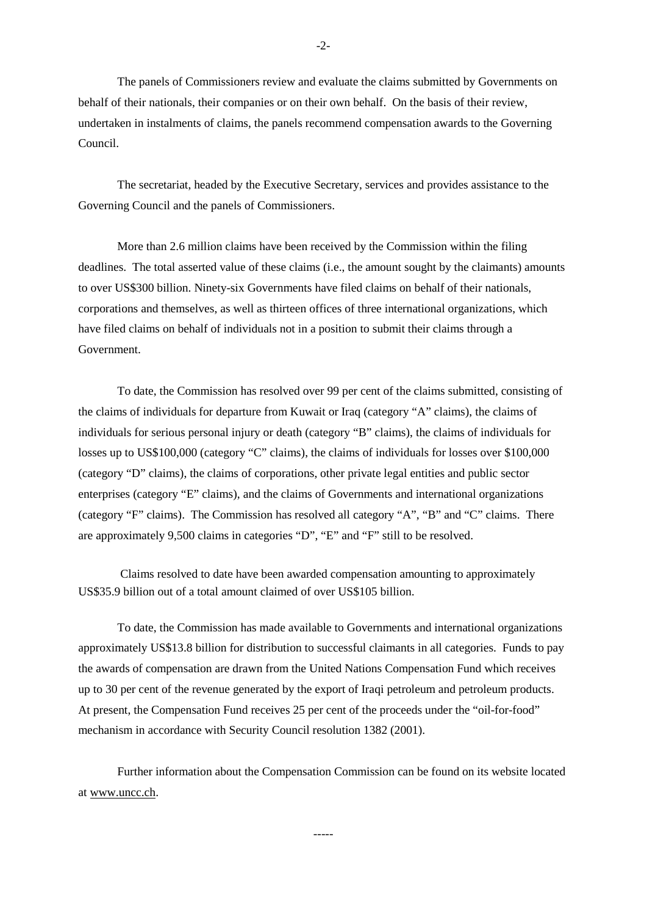The panels of Commissioners review and evaluate the claims submitted by Governments on behalf of their nationals, their companies or on their own behalf. On the basis of their review, undertaken in instalments of claims, the panels recommend compensation awards to the Governing Council.

The secretariat, headed by the Executive Secretary, services and provides assistance to the Governing Council and the panels of Commissioners.

More than 2.6 million claims have been received by the Commission within the filing deadlines. The total asserted value of these claims (i.e., the amount sought by the claimants) amounts to over US$300 billion. Ninety-six Governments have filed claims on behalf of their nationals, corporations and themselves, as well as thirteen offices of three international organizations, which have filed claims on behalf of individuals not in a position to submit their claims through a Government.

To date, the Commission has resolved over 99 per cent of the claims submitted, consisting of the claims of individuals for departure from Kuwait or Iraq (category "A" claims), the claims of individuals for serious personal injury or death (category "B" claims), the claims of individuals for losses up to US$100,000 (category "C" claims), the claims of individuals for losses over $100,000 (category "D" claims), the claims of corporations, other private legal entities and public sector enterprises (category "E" claims), and the claims of Governments and international organizations (category "F" claims). The Commission has resolved all category "A", "B" and "C" claims. There are approximately 9,500 claims in categories "D", "E" and "F" still to be resolved.

Claims resolved to date have been awarded compensation amounting to approximately US$35.9 billion out of a total amount claimed of over US$105 billion.

To date, the Commission has made available to Governments and international organizations approximately US$13.8 billion for distribution to successful claimants in all categories. Funds to pay the awards of compensation are drawn from the United Nations Compensation Fund which receives up to 30 per cent of the revenue generated by the export of Iraqi petroleum and petroleum products. At present, the Compensation Fund receives 25 per cent of the proceeds under the "oil-for-food" mechanism in accordance with Security Council resolution 1382 (2001).

Further information about the Compensation Commission can be found on its website located at www.uncc.ch.

-----